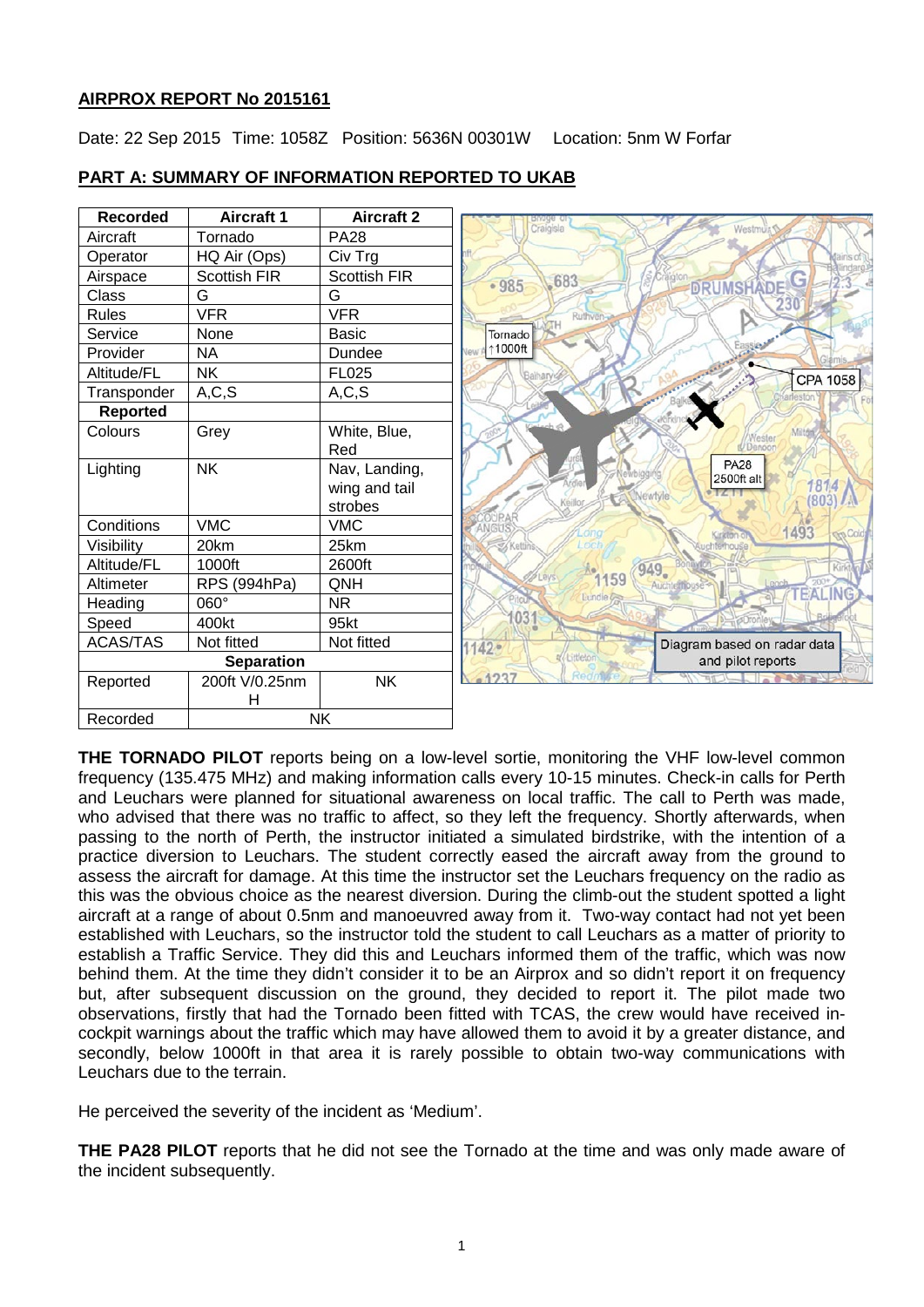**AIRPROX REPORT No 2015161**

Date: 22 Sep 2015 Time: 1058Z Position: 5636N 00301W Location: 5nm W Forfar

**PART A: SUMMARY OF INFORMATION REPORTED TO UKAB**

| Recorded | Aircraft 1 | Aircraft 2 |
|---|---|---|
| Aircraft | Tornado | PA28 |
| Operator | HQ Air (Ops) | Civ Trg |
| Airspace | Scottish FIR | Scottish FIR |
| Class | G | G |
| Rules | VFR | VFR |
| Service | None | Basic |
| Provider | NA | Dundee |
| Altitude/FL | NK | FL025 |
| Transponder | A,C,S | A,C,S |
| **Reported** | | |
| Colours | Grey | White, Blue, Red |
| Lighting | NK | Nav, Landing, wing and tail strobes |
| Conditions | VMC | VMC |
| Visibility | 20km | 25km |
| Altitude/FL | 1000ft | 2600ft |
| Altimeter | RPS (994hPa) | QNH |
| Heading | 060° | NR |
| Speed | 400kt | 95kt |
| ACAS/TAS | Not fitted | Not fitted |
| **Separation** | | |
| Reported | 200ft V/0.25nm H | NK |
| Recorded | NK | |

Diagram based on radar data and pilot reports

**THE TORNADO PILOT** reports being on a low-level sortie, monitoring the VHF low-level common frequency (135.475 MHz) and making information calls every 10-15 minutes. Check-in calls for Perth and Leuchars were planned for situational awareness on local traffic. The call to Perth was made, who advised that there was no traffic to affect, so they left the frequency. Shortly afterwards, when passing to the north of Perth, the instructor initiated a simulated birdstrike, with the intention of a practice diversion to Leuchars. The student correctly eased the aircraft away from the ground to assess the aircraft for damage. At this time the instructor set the Leuchars frequency on the radio as this was the obvious choice as the nearest diversion. During the climb-out the student spotted a light aircraft at a range of about 0.5nm and manoeuvred away from it. Two-way contact had not yet been established with Leuchars, so the instructor told the student to call Leuchars as a matter of priority to establish a Traffic Service. They did this and Leuchars informed them of the traffic, which was now behind them. At the time they didn't consider it to be an Airprox and so didn't report it on frequency but, after subsequent discussion on the ground, they decided to report it. The pilot made two observations, firstly that had the Tornado been fitted with TCAS, the crew would have received in-cockpit warnings about the traffic which may have allowed them to avoid it by a greater distance, and secondly, below 1000ft in that area it is rarely possible to obtain two-way communications with Leuchars due to the terrain.

He perceived the severity of the incident as 'Medium'.

**THE PA28 PILOT** reports that he did not see the Tornado at the time and was only made aware of the incident subsequently.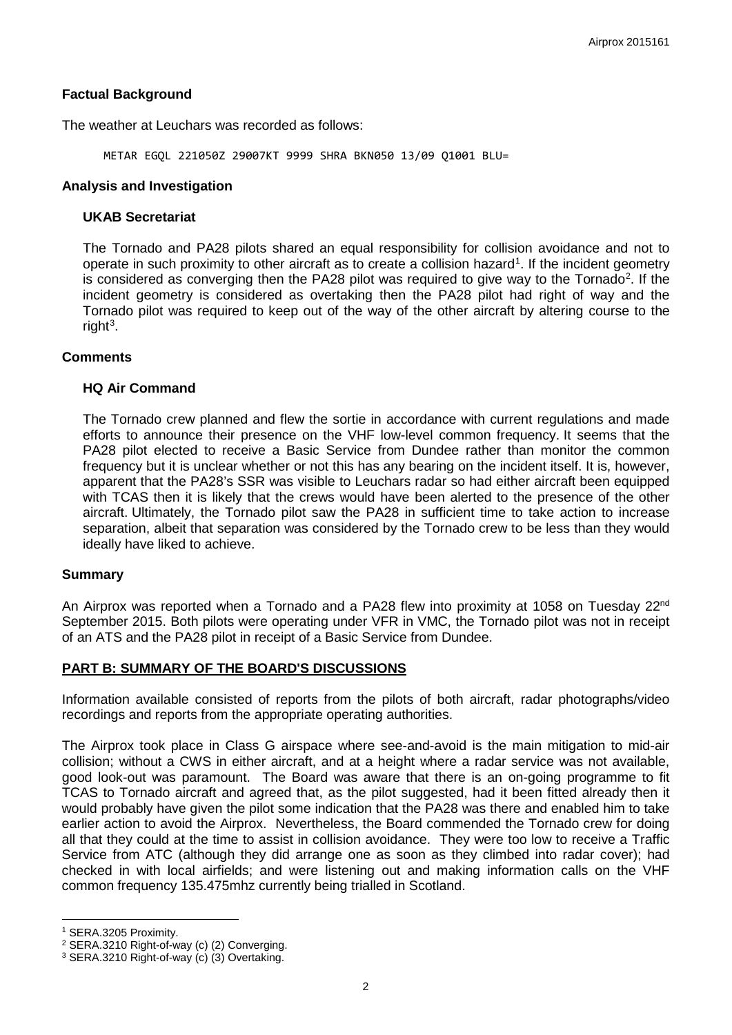## Factual Background

The weather at Leuchars was recorded as follows:

```
METAR EGQL 221050Z 29007KT 9999 SHRA BKN050 13/09 Q1001 BLU=
```

## Analysis and Investigation

### UKAB Secretariat

The Tornado and PA28 pilots shared an equal responsibility for collision avoidance and not to operate in such proximity to other aircraft as to create a collision hazard[1]. If the incident geometry is considered as converging then the PA28 pilot was required to give way to the Tornado[2]. If the incident geometry is considered as overtaking then the PA28 pilot had right of way and the Tornado pilot was required to keep out of the way of the other aircraft by altering course to the right[3].

## Comments

### HQ Air Command

The Tornado crew planned and flew the sortie in accordance with current regulations and made efforts to announce their presence on the VHF low-level common frequency. It seems that the PA28 pilot elected to receive a Basic Service from Dundee rather than monitor the common frequency but it is unclear whether or not this has any bearing on the incident itself. It is, however, apparent that the PA28's SSR was visible to Leuchars radar so had either aircraft been equipped with TCAS then it is likely that the crews would have been alerted to the presence of the other aircraft. Ultimately, the Tornado pilot saw the PA28 in sufficient time to take action to increase separation, albeit that separation was considered by the Tornado crew to be less than they would ideally have liked to achieve.

## Summary

An Airprox was reported when a Tornado and a PA28 flew into proximity at 1058 on Tuesday 22nd September 2015. Both pilots were operating under VFR in VMC, the Tornado pilot was not in receipt of an ATS and the PA28 pilot in receipt of a Basic Service from Dundee.

## PART B: SUMMARY OF THE BOARD'S DISCUSSIONS

Information available consisted of reports from the pilots of both aircraft, radar photographs/video recordings and reports from the appropriate operating authorities.

The Airprox took place in Class G airspace where see-and-avoid is the main mitigation to mid-air collision; without a CWS in either aircraft, and at a height where a radar service was not available, good look-out was paramount. The Board was aware that there is an on-going programme to fit TCAS to Tornado aircraft and agreed that, as the pilot suggested, had it been fitted already then it would probably have given the pilot some indication that the PA28 was there and enabled him to take earlier action to avoid the Airprox. Nevertheless, the Board commended the Tornado crew for doing all that they could at the time to assist in collision avoidance. They were too low to receive a Traffic Service from ATC (although they did arrange one as soon as they climbed into radar cover); had checked in with local airfields; and were listening out and making information calls on the VHF common frequency 135.475mhz currently being trialled in Scotland.

---

[1] SERA.3205 Proximity.

[2] SERA.3210 Right-of-way (c) (2) Converging.

[3] SERA.3210 Right-of-way (c) (3) Overtaking.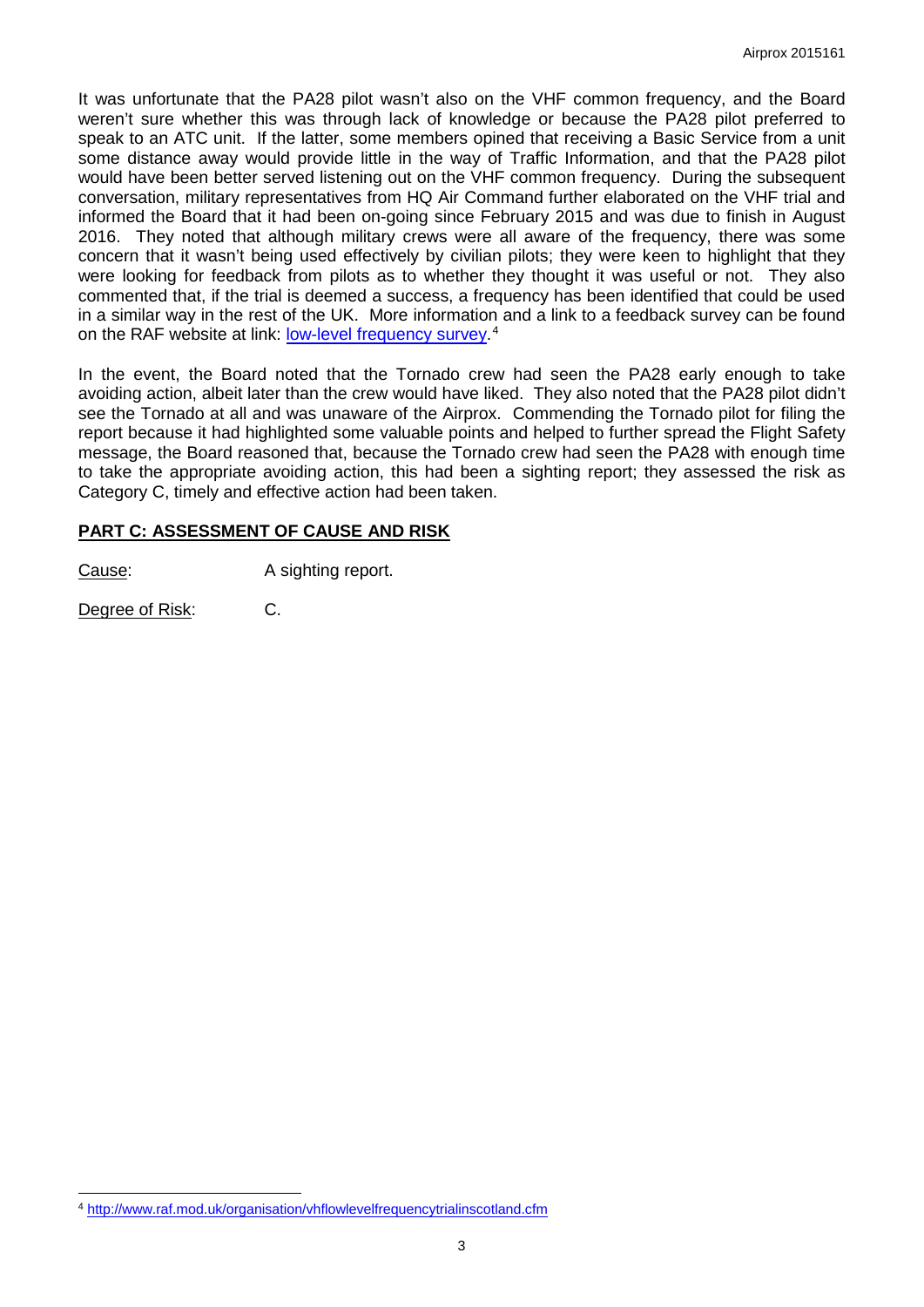It was unfortunate that the PA28 pilot wasn't also on the VHF common frequency, and the Board weren't sure whether this was through lack of knowledge or because the PA28 pilot preferred to speak to an ATC unit. If the latter, some members opined that receiving a Basic Service from a unit some distance away would provide little in the way of Traffic Information, and that the PA28 pilot would have been better served listening out on the VHF common frequency. During the subsequent conversation, military representatives from HQ Air Command further elaborated on the VHF trial and informed the Board that it had been on-going since February 2015 and was due to finish in August 2016. They noted that although military crews were all aware of the frequency, there was some concern that it wasn't being used effectively by civilian pilots; they were keen to highlight that they were looking for feedback from pilots as to whether they thought it was useful or not. They also commented that, if the trial is deemed a success, a frequency has been identified that could be used in a similar way in the rest of the UK. More information and a link to a feedback survey can be found on the RAF website at link: [low-level frequency survey](http://www.raf.mod.uk/organisation/vhflowlevelfrequencytrialinscotland.cfm).[4]

In the event, the Board noted that the Tornado crew had seen the PA28 early enough to take avoiding action, albeit later than the crew would have liked. They also noted that the PA28 pilot didn't see the Tornado at all and was unaware of the Airprox. Commending the Tornado pilot for filing the report because it had highlighted some valuable points and helped to further spread the Flight Safety message, the Board reasoned that, because the Tornado crew had seen the PA28 with enough time to take the appropriate avoiding action, this had been a sighting report; they assessed the risk as Category C, timely and effective action had been taken.

## **PART C: ASSESSMENT OF CAUSE AND RISK**

Cause: A sighting report.

Degree of Risk: C.

[4] http://www.raf.mod.uk/organisation/vhflowlevelfrequencytrialinscotland.cfm